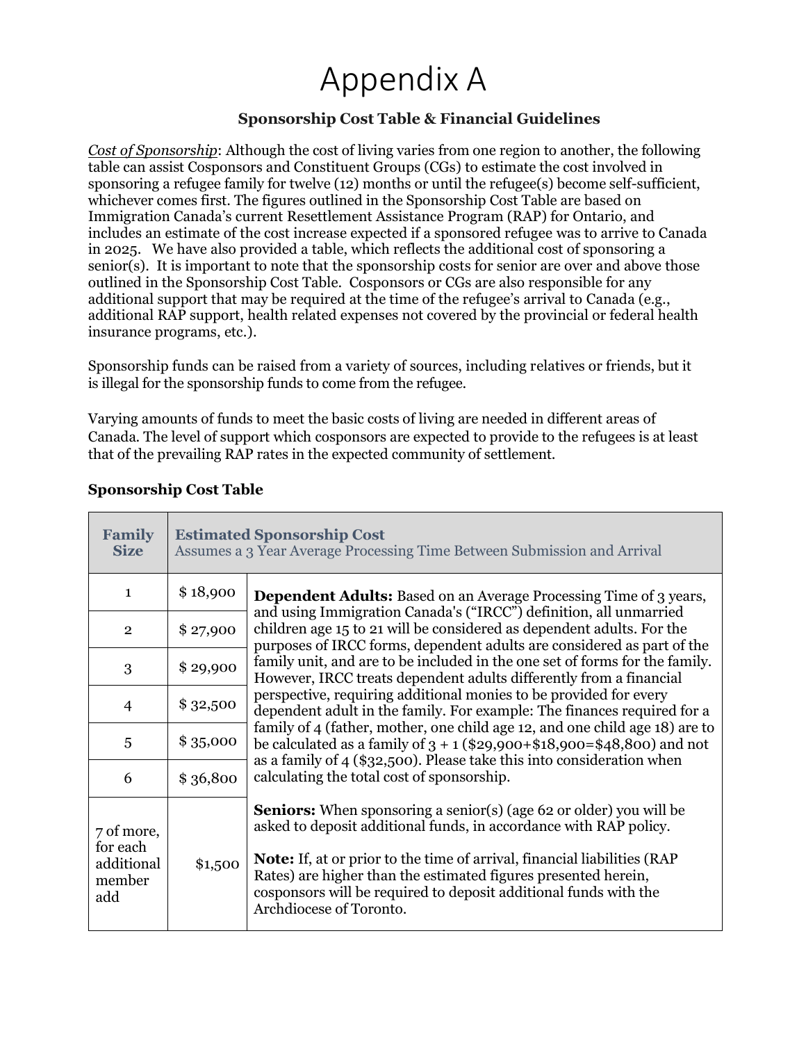# Appendix A

**Sponsorship Cost Table & Financial Guidelines**

*Cost of Sponsorship*: Although the cost of living varies from one region to another, the following table can assist Cosponsors and Constituent Groups (CGs) to estimate the cost involved in sponsoring a refugee family for twelve (12) months or until the refugee(s) become self-sufficient, whichever comes first. The figures outlined in the Sponsorship Cost Table are based on Immigration Canada's current Resettlement Assistance Program (RAP) for Ontario, and includes an estimate of the cost increase expected if a sponsored refugee was to arrive to Canada in 2025. We have also provided a table, which reflects the additional cost of sponsoring a senior(s). It is important to note that the sponsorship costs for senior are over and above those outlined in the Sponsorship Cost Table. Cosponsors or CGs are also responsible for any additional support that may be required at the time of the refugee's arrival to Canada (e.g., additional RAP support, health related expenses not covered by the provincial or federal health insurance programs, etc.).

Sponsorship funds can be raised from a variety of sources, including relatives or friends, but it is illegal for the sponsorship funds to come from the refugee.

Varying amounts of funds to meet the basic costs of living are needed in different areas of Canada. The level of support which cosponsors are expected to provide to the refugees is at least that of the prevailing RAP rates in the expected community of settlement.

**Sponsorship Cost Table**

| Family Size | Estimated Sponsorship Cost<br>Assumes a 3 Year Average Processing Time Between Submission and Arrival | |
|---|---|---|
| 1 | $ 18,900 | **Dependent Adults:** Based on an Average Processing Time of 3 years, and using Immigration Canada's ("IRCC") definition, all unmarried children age 15 to 21 will be considered as dependent adults. For the purposes of IRCC forms, dependent adults are considered as part of the family unit, and are to be included in the one set of forms for the family. However, IRCC treats dependent adults differently from a financial perspective, requiring additional monies to be provided for every dependent adult in the family. For example: The finances required for a family of 4 (father, mother, one child age 12, and one child age 18) are to be calculated as a family of 3 + 1 ($29,900+$18,900=$48,800) and not as a family of 4 ($32,500). Please take this into consideration when calculating the total cost of sponsorship. |
| 2 | $ 27,900 | |
| 3 | $ 29,900 | |
| 4 | $ 32,500 | |
| 5 | $ 35,000 | |
| 6 | $ 36,800 | |
| 7 of more, for each additional member add | $1,500 | **Seniors:** When sponsoring a senior(s) (age 62 or older) you will be asked to deposit additional funds, in accordance with RAP policy.<br><br>**Note:** If, at or prior to the time of arrival, financial liabilities (RAP Rates) are higher than the estimated figures presented herein, cosponsors will be required to deposit additional funds with the Archdiocese of Toronto. |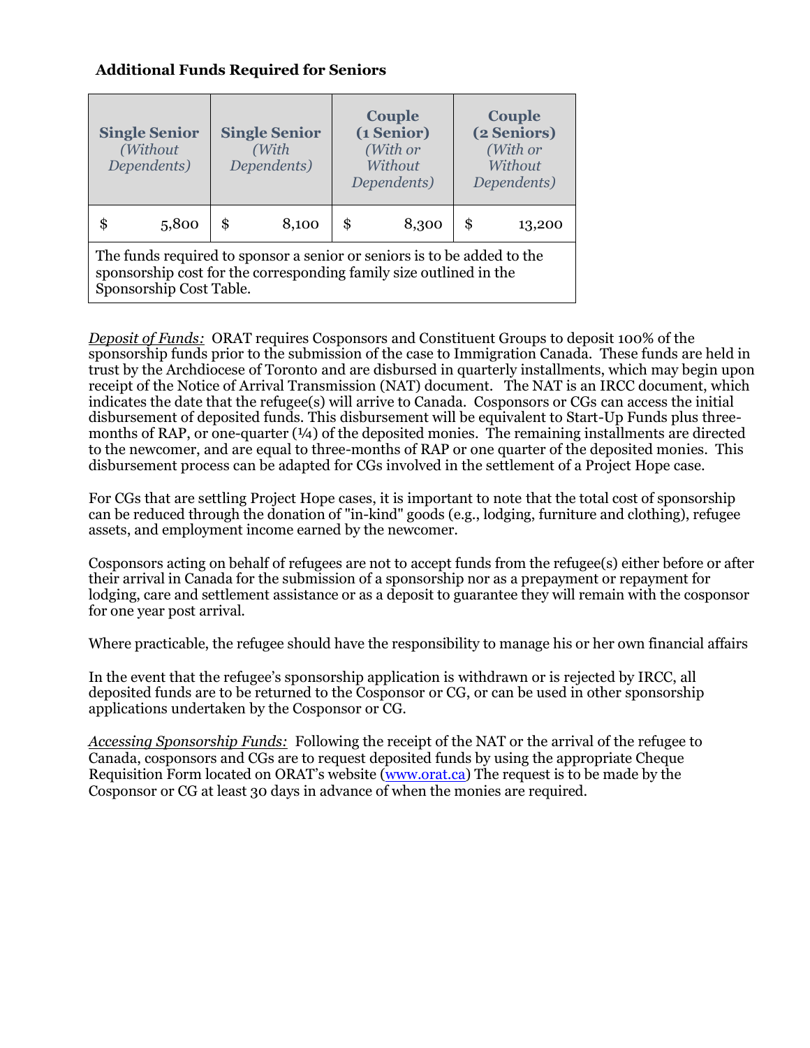**Additional Funds Required for Seniors**

| **Single Senior** *(Without Dependents)* | **Single Senior** *(With Dependents)* | **Couple (1 Senior)** *(With or Without Dependents)* | **Couple (2 Seniors)** *(With or Without Dependents)* |
|---|---|---|---|
| $ 5,800 | $ 8,100 | $ 8,300 | $ 13,200 |
| The funds required to sponsor a senior or seniors is to be added to the sponsorship cost for the corresponding family size outlined in the Sponsorship Cost Table. | | | |

*Deposit of Funds:* ORAT requires Cosponsors and Constituent Groups to deposit 100% of the sponsorship funds prior to the submission of the case to Immigration Canada. These funds are held in trust by the Archdiocese of Toronto and are disbursed in quarterly installments, which may begin upon receipt of the Notice of Arrival Transmission (NAT) document. The NAT is an IRCC document, which indicates the date that the refugee(s) will arrive to Canada. Cosponsors or CGs can access the initial disbursement of deposited funds. This disbursement will be equivalent to Start-Up Funds plus three-months of RAP, or one-quarter (¼) of the deposited monies. The remaining installments are directed to the newcomer, and are equal to three-months of RAP or one quarter of the deposited monies. This disbursement process can be adapted for CGs involved in the settlement of a Project Hope case.

For CGs that are settling Project Hope cases, it is important to note that the total cost of sponsorship can be reduced through the donation of "in-kind" goods (e.g., lodging, furniture and clothing), refugee assets, and employment income earned by the newcomer.

Cosponsors acting on behalf of refugees are not to accept funds from the refugee(s) either before or after their arrival in Canada for the submission of a sponsorship nor as a prepayment or repayment for lodging, care and settlement assistance or as a deposit to guarantee they will remain with the cosponsor for one year post arrival.

Where practicable, the refugee should have the responsibility to manage his or her own financial affairs

In the event that the refugee's sponsorship application is withdrawn or is rejected by IRCC, all deposited funds are to be returned to the Cosponsor or CG, or can be used in other sponsorship applications undertaken by the Cosponsor or CG.

*Accessing Sponsorship Funds:* Following the receipt of the NAT or the arrival of the refugee to Canada, cosponsors and CGs are to request deposited funds by using the appropriate Cheque Requisition Form located on ORAT's website (www.orat.ca) The request is to be made by the Cosponsor or CG at least 30 days in advance of when the monies are required.